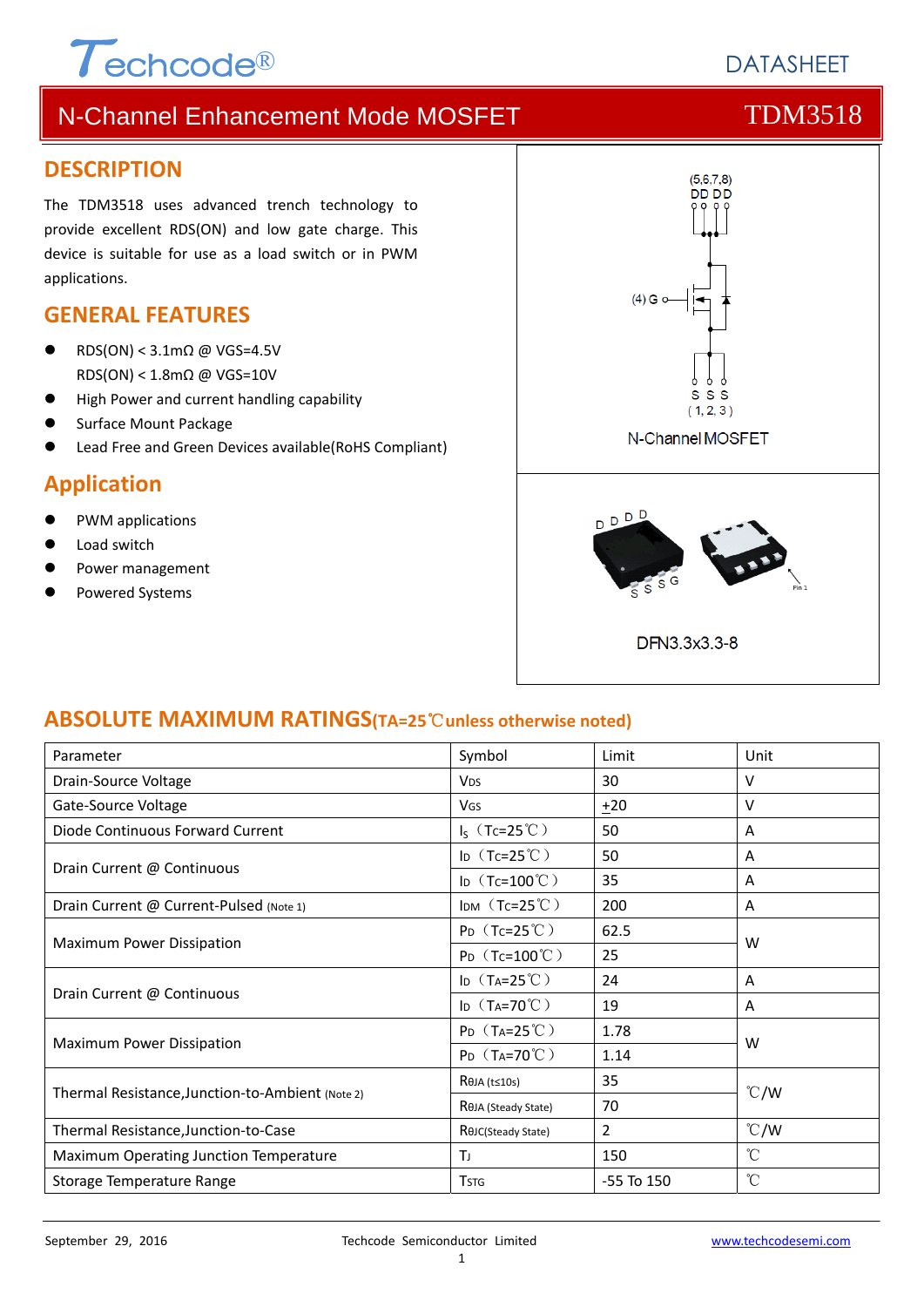Techcode®

DATASHEET

# N-Channel Enhancement Mode MOSFET — TDM3518

## DESCRIPTION

The TDM3518 uses advanced trench technology to provide excellent RDS(ON) and low gate charge. This device is suitable for use as a load switch or in PWM applications.

## GENERAL FEATURES

- RDS(ON) < 3.1mΩ @ VGS=4.5V
  RDS(ON) < 1.8mΩ @ VGS=10V
- High Power and current handling capability
- Surface Mount Package
- Lead Free and Green Devices available(RoHS Compliant)

## Application

- PWM applications
- Load switch
- Power management
- Powered Systems

(5,6,7,8) D D D D

(4) G

S S S (1, 2, 3)

N-Channel MOSFET

DFN3.3x3.3-8

## ABSOLUTE MAXIMUM RATINGS(TA=25℃unless otherwise noted)

| Parameter | Symbol | Limit | Unit |
|---|---|---|---|
| Drain-Source Voltage | $V_{DS}$ | 30 | V |
| Gate-Source Voltage | $V_{GS}$ | ±20 | V |
| Diode Continuous Forward Current | $I_S$ (Tc=25℃) | 50 | A |
| Drain Current @ Continuous | $I_D$ (Tc=25℃) | 50 | A |
| | $I_D$ (Tc=100℃) | 35 | A |
| Drain Current @ Current-Pulsed (Note 1) | $I_{DM}$ (Tc=25℃) | 200 | A |
| Maximum Power Dissipation | $P_D$ (Tc=25℃) | 62.5 | W |
| | $P_D$ (Tc=100℃) | 25 | |
| Drain Current @ Continuous | $I_D$ (TA=25℃) | 24 | A |
| | $I_D$ (TA=70℃) | 19 | A |
| Maximum Power Dissipation | $P_D$ (TA=25℃) | 1.78 | W |
| | $P_D$ (TA=70℃) | 1.14 | |
| Thermal Resistance,Junction-to-Ambient (Note 2) | $R_{θJA}$ (t≤10s) | 35 | ℃/W |
| | $R_{θJA}$ (Steady State) | 70 | |
| Thermal Resistance,Junction-to-Case | $R_{θJC}$(Steady State) | 2 | ℃/W |
| Maximum Operating Junction Temperature | $T_J$ | 150 | ℃ |
| Storage Temperature Range | $T_{STG}$ | -55 To 150 | ℃ |

September 29, 2016 Techcode Semiconductor Limited www.techcodesemi.com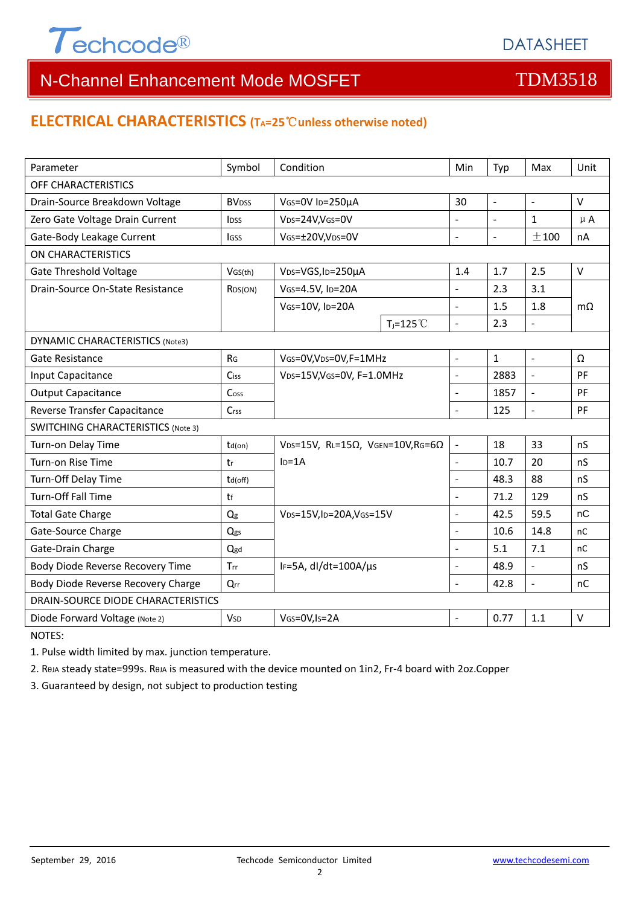# N-Channel Enhancement Mode MOSFET — TDM3518

## ELECTRICAL CHARACTERISTICS ($T_A$=25℃unless otherwise noted)

| Parameter | Symbol | Condition | | Min | Typ | Max | Unit |
|---|---|---|---|---|---|---|---|
| OFF CHARACTERISTICS | | | | | | | |
| Drain-Source Breakdown Voltage | $BV_{DSS}$ | $V_{GS}$=0V $I_D$=250μA | | 30 | - | - | V |
| Zero Gate Voltage Drain Current | $I_{DSS}$ | $V_{DS}$=24V,$V_{GS}$=0V | | - | - | 1 | μA |
| Gate-Body Leakage Current | $I_{GSS}$ | $V_{GS}$=±20V,$V_{DS}$=0V | | - | - | ±100 | nA |
| ON CHARACTERISTICS | | | | | | | |
| Gate Threshold Voltage | $V_{GS(th)}$ | $V_{DS}$=VGS,$I_D$=250μA | | 1.4 | 1.7 | 2.5 | V |
| Drain-Source On-State Resistance | $R_{DS(ON)}$ | $V_{GS}$=4.5V, $I_D$=20A | | - | 2.3 | 3.1 | mΩ |
| | | $V_{GS}$=10V, $I_D$=20A | | - | 1.5 | 1.8 | |
| | | | $T_J$=125℃ | - | 2.3 | - | |
| DYNAMIC CHARACTERISTICS (Note3) | | | | | | | |
| Gate Resistance | $R_G$ | $V_{GS}$=0V,$V_{DS}$=0V,F=1MHz | | - | 1 | - | Ω |
| Input Capacitance | $C_{iss}$ | $V_{DS}$=15V,$V_{GS}$=0V, F=1.0MHz | | - | 2883 | - | PF |
| Output Capacitance | $C_{oss}$ | | | - | 1857 | - | PF |
| Reverse Transfer Capacitance | $C_{rss}$ | | | - | 125 | - | PF |
| SWITCHING CHARACTERISTICS (Note 3) | | | | | | | |
| Turn-on Delay Time | $t_{d(on)}$ | $V_{DS}$=15V, $R_L$=15Ω, $V_{GEN}$=10V,$R_G$=6Ω $I_D$=1A | | - | 18 | 33 | nS |
| Turn-on Rise Time | $t_r$ | | | - | 10.7 | 20 | nS |
| Turn-Off Delay Time | $t_{d(off)}$ | | | - | 48.3 | 88 | nS |
| Turn-Off Fall Time | $t_f$ | | | - | 71.2 | 129 | nS |
| Total Gate Charge | $Q_g$ | $V_{DS}$=15V,$I_D$=20A,$V_{GS}$=15V | | - | 42.5 | 59.5 | nC |
| Gate-Source Charge | $Q_{gs}$ | | | - | 10.6 | 14.8 | nC |
| Gate-Drain Charge | $Q_{gd}$ | | | - | 5.1 | 7.1 | nC |
| Body Diode Reverse Recovery Time | $T_{rr}$ | $I_F$=5A, dI/dt=100A/μs | | - | 48.9 | - | nS |
| Body Diode Reverse Recovery Charge | $Q_{rr}$ | | | - | 42.8 | - | nC |
| DRAIN-SOURCE DIODE CHARACTERISTICS | | | | | | | |
| Diode Forward Voltage (Note 2) | $V_{SD}$ | $V_{GS}$=0V,$I_S$=2A | | - | 0.77 | 1.1 | V |

NOTES:

1. Pulse width limited by max. junction temperature.
2. $R_{\theta JA}$ steady state=999s. $R_{\theta JA}$ is measured with the device mounted on 1in2, Fr-4 board with 2oz.Copper
3. Guaranteed by design, not subject to production testing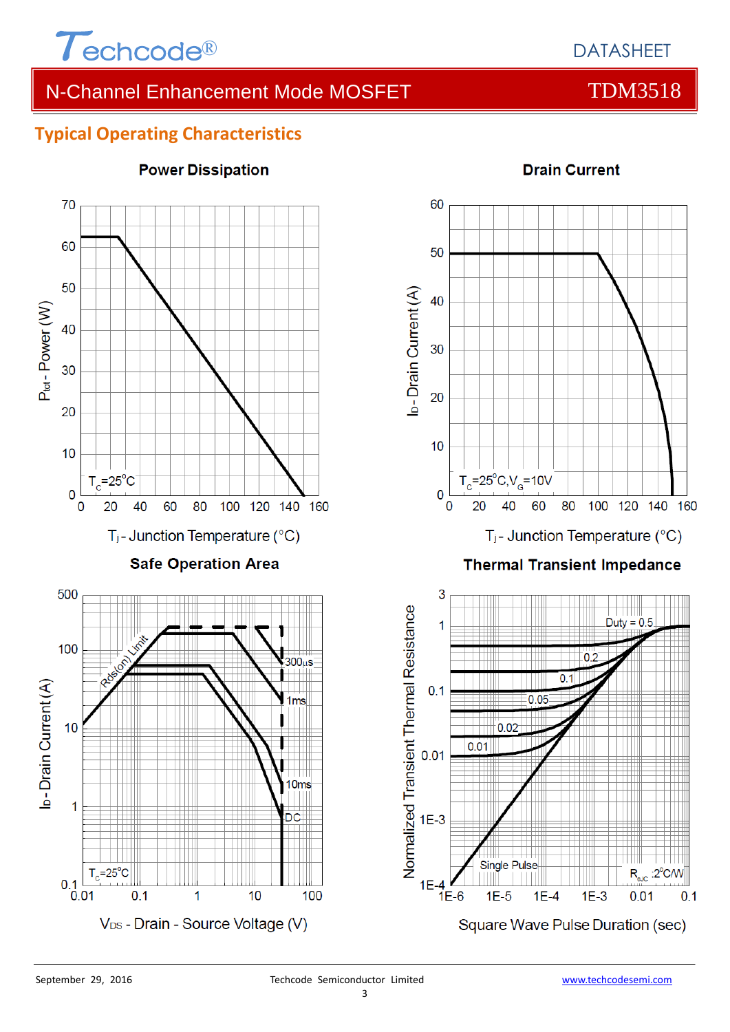## Typical Operating Characteristics

**Power Dissipation**

$P_{tot}$ - Power (W)

$T_C$=25°C

$T_j$ - Junction Temperature (°C)

**Drain Current**

$I_D$ - Drain Current (A)

$T_C$=25°C, $V_G$=10V

$T_j$ - Junction Temperature (°C)

**Safe Operation Area**

$I_D$ - Drain Current (A)

Rds(on) Limit

300μs

1ms

10ms

DC

$T_C$=25°C

$V_{DS}$ - Drain - Source Voltage (V)

**Thermal Transient Impedance**

Normalized Transient Thermal Resistance

Duty = 0.5

0.2

0.1

0.05

0.02

0.01

Single Pulse

$R_{\theta JC}$ :2°C/W

Square Wave Pulse Duration (sec)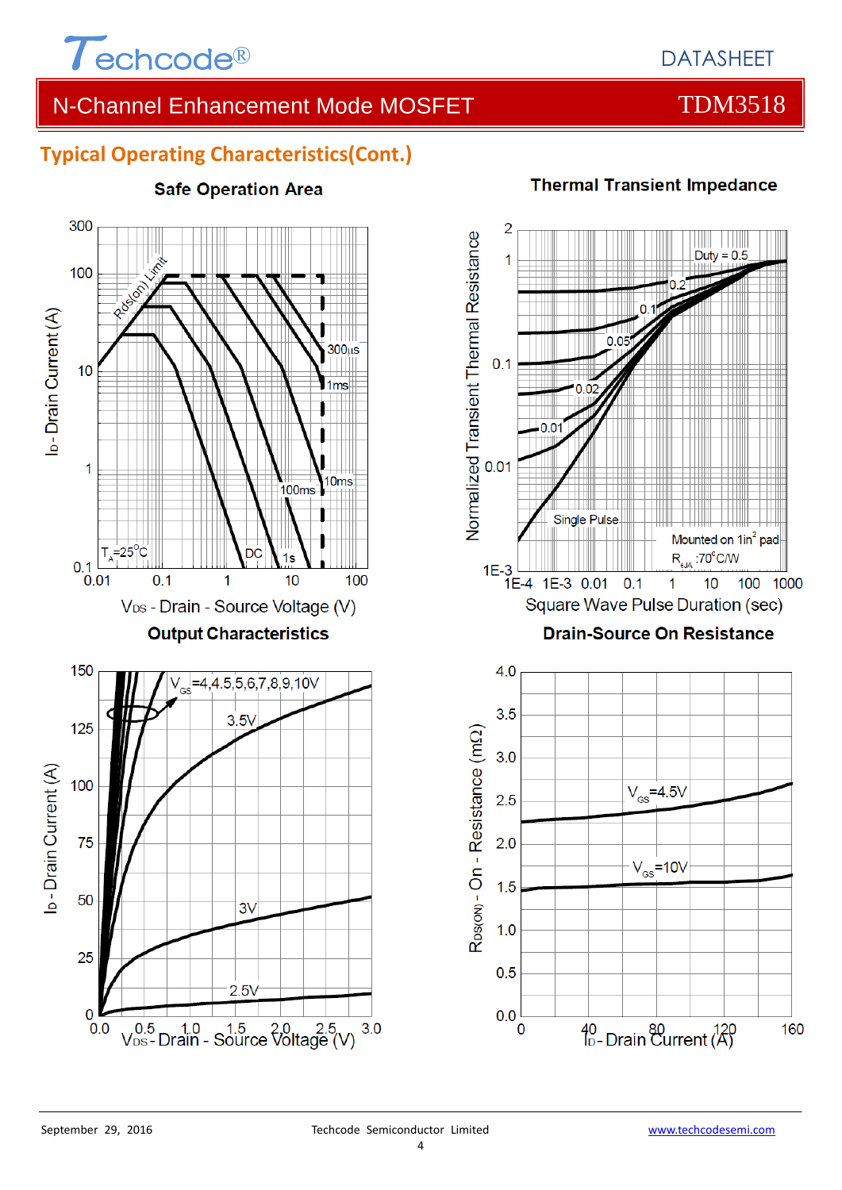## Typical Operating Characteristics(Cont.)

**Safe Operation Area**

Rds(on) Limit

300µs

1ms

10ms

100ms

DC

1s

$T_A$=25°C

$I_D$ - Drain Current (A)

$V_{DS}$ - Drain - Source Voltage (V)

**Thermal Transient Impedance**

Duty = 0.5

0.2

0.1

0.05

0.02

0.01

Single Pulse

Mounted on 1in² pad

$R_{\theta JA}$ :70°C/W

Normalized Transient Thermal Resistance

Square Wave Pulse Duration (sec)

**Output Characteristics**

$V_{GS}$=4,4.5,5,6,7,8,9,10V

3.5V

3V

2.5V

$I_D$ - Drain Current (A)

$V_{DS}$ - Drain - Source Voltage (V)

**Drain-Source On Resistance**

$V_{GS}$=4.5V

$V_{GS}$=10V

$R_{DS(ON)}$ - On - Resistance (mΩ)

$I_D$ - Drain Current (A)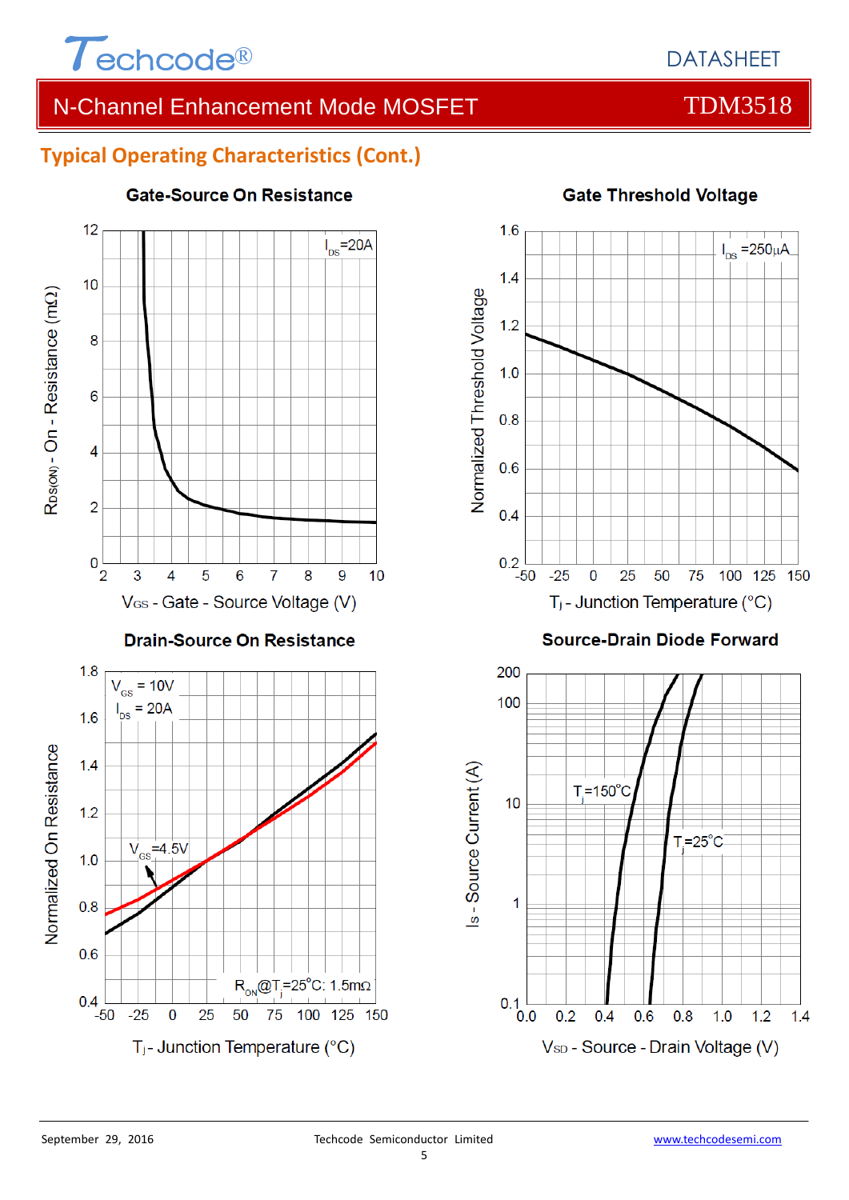## Typical Operating Characteristics (Cont.)

### Gate-Source On Resistance

$I_{DS}$=20A

$R_{DS(ON)}$ - On - Resistance (mΩ)

$V_{GS}$ - Gate - Source Voltage (V)

### Gate Threshold Voltage

$I_{DS}$ =250μA

Normalized Threshold Voltage

$T_j$ - Junction Temperature (°C)

### Drain-Source On Resistance

$V_{GS}$ = 10V
$I_{DS}$ = 20A

$V_{GS}$=4.5V

$R_{ON}$@$T_j$=25°C: 1.5mΩ

Normalized On Resistance

$T_j$ - Junction Temperature (°C)

### Source-Drain Diode Forward

$T_j$=150°C

$T_j$=25°C

$I_S$ - Source Current (A)

$V_{SD}$ - Source - Drain Voltage (V)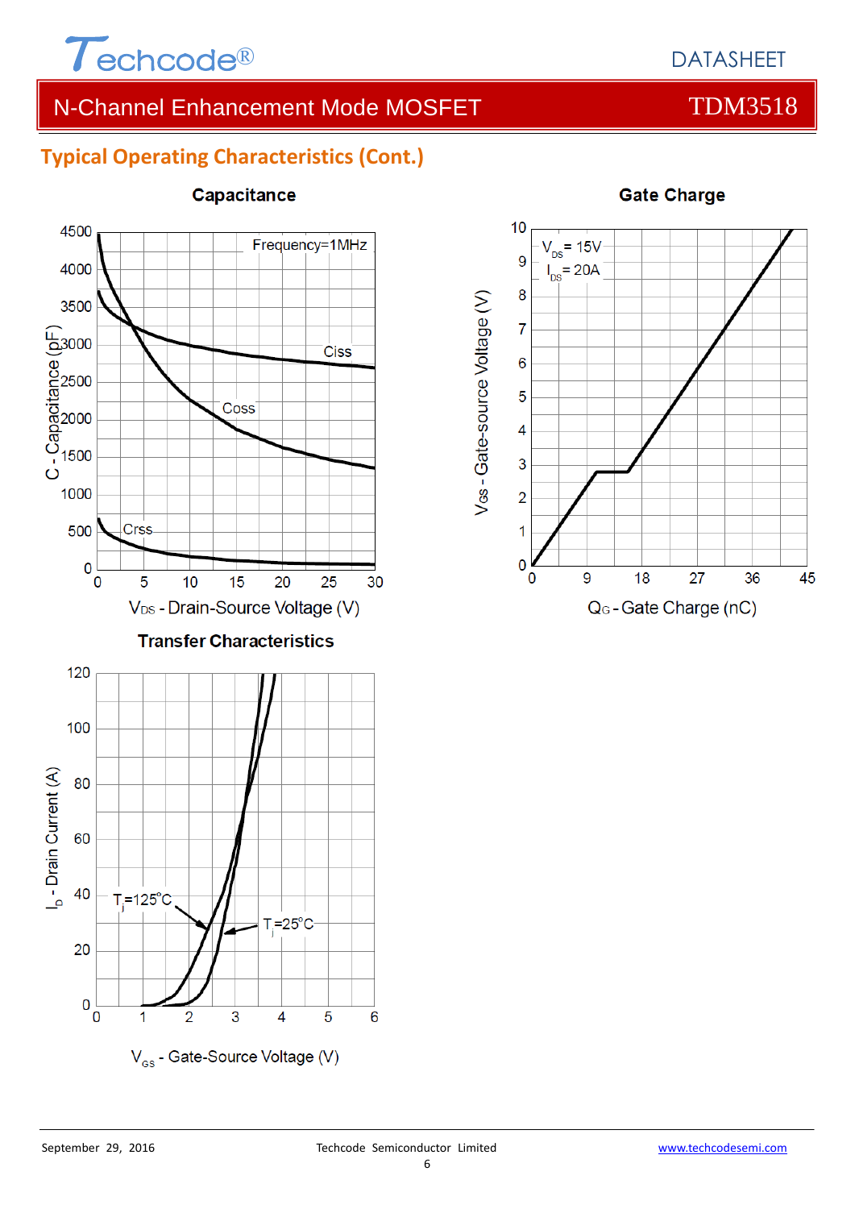## Typical Operating Characteristics (Cont.)

**Capacitance**

Frequency=1MHz

Ciss

Coss

Crss

C - Capacitance (pF)

$V_{DS}$ - Drain-Source Voltage (V)

**Gate Charge**

$V_{DS}$ = 15V
$I_{DS}$ = 20A

$V_{GS}$ - Gate-source Voltage (V)

$Q_G$ - Gate Charge (nC)

**Transfer Characteristics**

$T_j$=125°C

$T_j$=25°C

$I_D$ - Drain Current (A)

$V_{GS}$ - Gate-Source Voltage (V)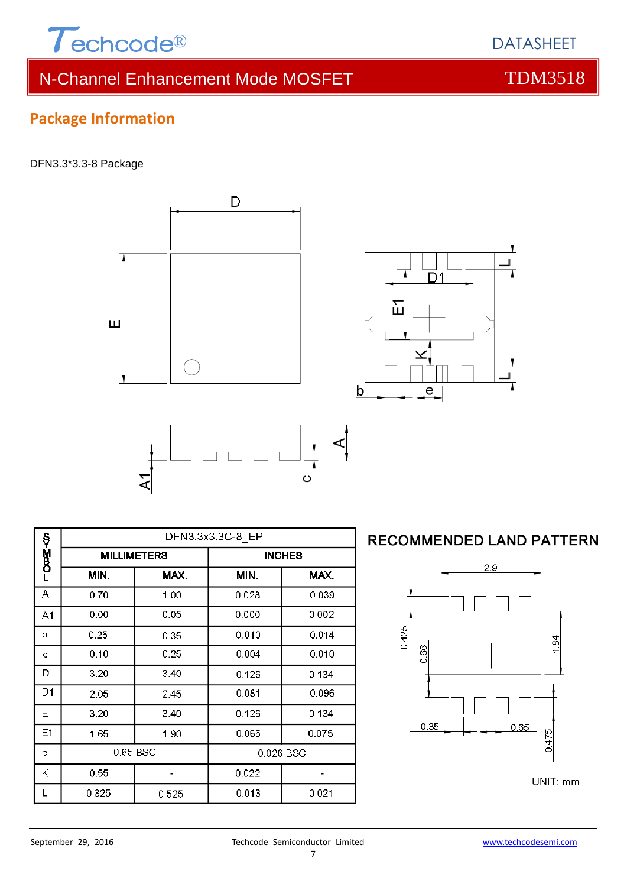## Package Information

DFN3.3*3.3-8 Package

| SYMBOL | DFN3.3x3.3C-8_EP | | | |
|---|---|---|---|---|
| | MILLIMETERS | | INCHES | |
| | MIN. | MAX. | MIN. | MAX. |
| A | 0.70 | 1.00 | 0.028 | 0.039 |
| A1 | 0.00 | 0.05 | 0.000 | 0.002 |
| b | 0.25 | 0.35 | 0.010 | 0.014 |
| c | 0.10 | 0.25 | 0.004 | 0.010 |
| D | 3.20 | 3.40 | 0.126 | 0.134 |
| D1 | 2.05 | 2.45 | 0.081 | 0.096 |
| E | 3.20 | 3.40 | 0.126 | 0.134 |
| E1 | 1.65 | 1.90 | 0.065 | 0.075 |
| e | 0.65 BSC | | 0.026 BSC | |
| K | 0.55 | - | 0.022 | - |
| L | 0.325 | 0.525 | 0.013 | 0.021 |

**RECOMMENDED LAND PATTERN**

UNIT: mm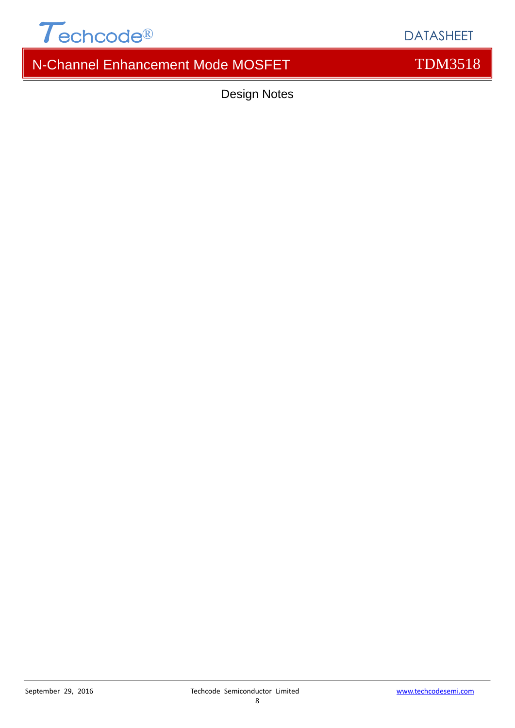# Design Notes